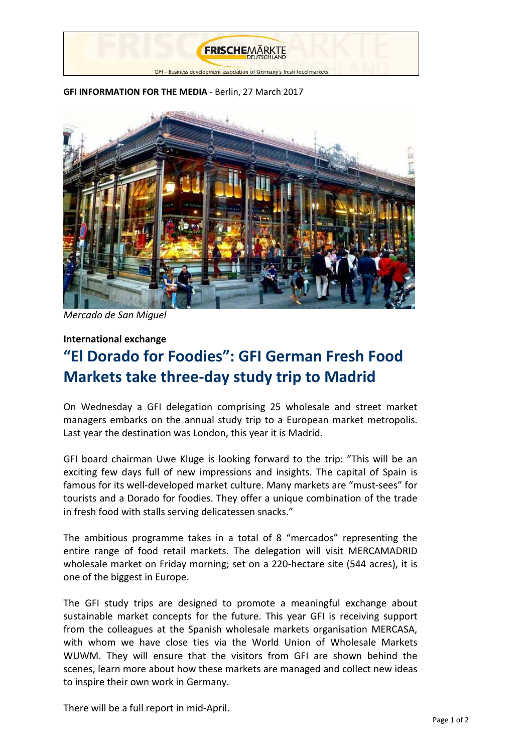FRISCHEMÄRKTE DEUTSCHLAND

GFI - Business development association of Germany's fresh food markets

**GFI INFORMATION FOR THE MEDIA** - Berlin, 27 March 2017

*Mercado de San Miguel*

**International exchange**

# "El Dorado for Foodies": GFI German Fresh Food Markets take three-day study trip to Madrid

On Wednesday a GFI delegation comprising 25 wholesale and street market managers embarks on the annual study trip to a European market metropolis. Last year the destination was London, this year it is Madrid.

GFI board chairman Uwe Kluge is looking forward to the trip: "This will be an exciting few days full of new impressions and insights. The capital of Spain is famous for its well-developed market culture. Many markets are "must-sees" for tourists and a Dorado for foodies. They offer a unique combination of the trade in fresh food with stalls serving delicatessen snacks."

The ambitious programme takes in a total of 8 "mercados" representing the entire range of food retail markets. The delegation will visit MERCAMADRID wholesale market on Friday morning; set on a 220-hectare site (544 acres), it is one of the biggest in Europe.

The GFI study trips are designed to promote a meaningful exchange about sustainable market concepts for the future. This year GFI is receiving support from the colleagues at the Spanish wholesale markets organisation MERCASA, with whom we have close ties via the World Union of Wholesale Markets WUWM. They will ensure that the visitors from GFI are shown behind the scenes, learn more about how these markets are managed and collect new ideas to inspire their own work in Germany.

There will be a full report in mid-April.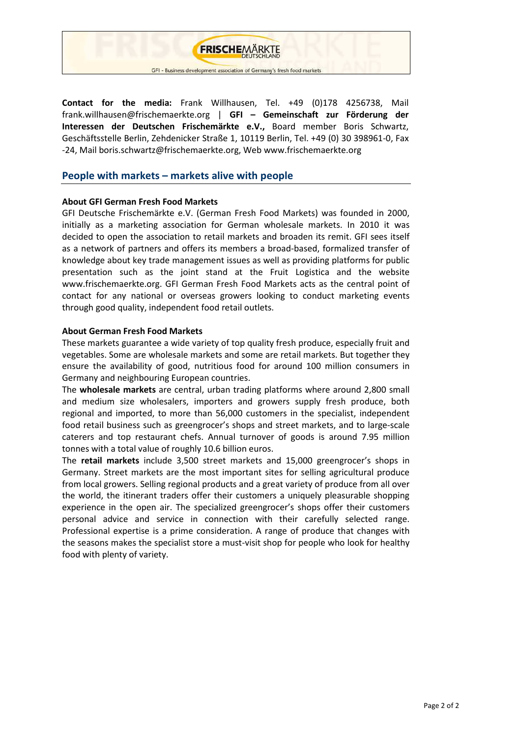FRISCHEMÄRKTE DEUTSCHLAND

GFI - Business development association of Germany's fresh food markets

**Contact for the media:** Frank Willhausen, Tel. +49 (0)178 4256738, Mail frank.willhausen@frischemaerkte.org | **GFI – Gemeinschaft zur Förderung der Interessen der Deutschen Frischemärkte e.V.,** Board member Boris Schwartz, Geschäftsstelle Berlin, Zehdenicker Straße 1, 10119 Berlin, Tel. +49 (0) 30 398961-0, Fax -24, Mail boris.schwartz@frischemaerkte.org, Web www.frischemaerkte.org

## People with markets – markets alive with people

### About GFI German Fresh Food Markets

GFI Deutsche Frischemärkte e.V. (German Fresh Food Markets) was founded in 2000, initially as a marketing association for German wholesale markets. In 2010 it was decided to open the association to retail markets and broaden its remit. GFI sees itself as a network of partners and offers its members a broad-based, formalized transfer of knowledge about key trade management issues as well as providing platforms for public presentation such as the joint stand at the Fruit Logistica and the website www.frischemaerkte.org. GFI German Fresh Food Markets acts as the central point of contact for any national or overseas growers looking to conduct marketing events through good quality, independent food retail outlets.

### About German Fresh Food Markets

These markets guarantee a wide variety of top quality fresh produce, especially fruit and vegetables. Some are wholesale markets and some are retail markets. But together they ensure the availability of good, nutritious food for around 100 million consumers in Germany and neighbouring European countries.

The **wholesale markets** are central, urban trading platforms where around 2,800 small and medium size wholesalers, importers and growers supply fresh produce, both regional and imported, to more than 56,000 customers in the specialist, independent food retail business such as greengrocer's shops and street markets, and to large-scale caterers and top restaurant chefs. Annual turnover of goods is around 7.95 million tonnes with a total value of roughly 10.6 billion euros.

The **retail markets** include 3,500 street markets and 15,000 greengrocer's shops in Germany. Street markets are the most important sites for selling agricultural produce from local growers. Selling regional products and a great variety of produce from all over the world, the itinerant traders offer their customers a uniquely pleasurable shopping experience in the open air. The specialized greengrocer's shops offer their customers personal advice and service in connection with their carefully selected range. Professional expertise is a prime consideration. A range of produce that changes with the seasons makes the specialist store a must-visit shop for people who look for healthy food with plenty of variety.